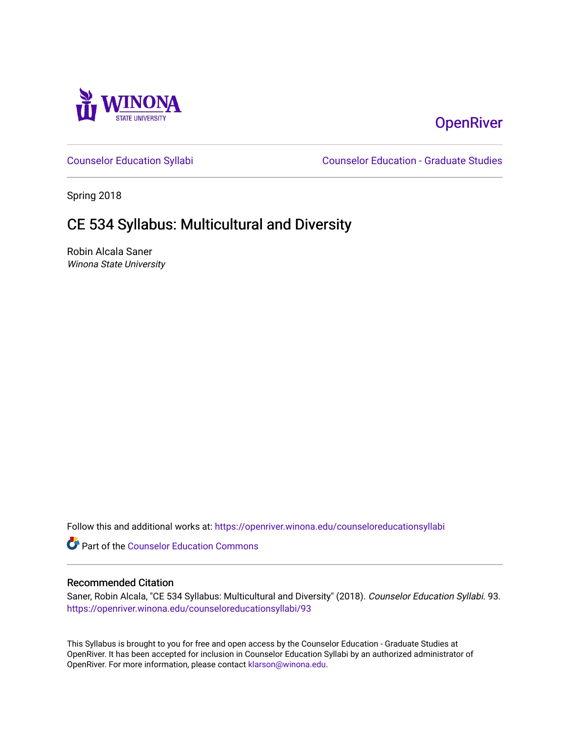Winona State University

OpenRiver

Counselor Education Syllabi | Counselor Education - Graduate Studies

Spring 2018

# CE 534 Syllabus: Multicultural and Diversity

Robin Alcala Saner
*Winona State University*

Follow this and additional works at: https://openriver.winona.edu/counseloreducationsyllabi

Part of the Counselor Education Commons

## Recommended Citation

Saner, Robin Alcala, "CE 534 Syllabus: Multicultural and Diversity" (2018). *Counselor Education Syllabi*. 93.
https://openriver.winona.edu/counseloreducationsyllabi/93

This Syllabus is brought to you for free and open access by the Counselor Education - Graduate Studies at OpenRiver. It has been accepted for inclusion in Counselor Education Syllabi by an authorized administrator of OpenRiver. For more information, please contact klarson@winona.edu.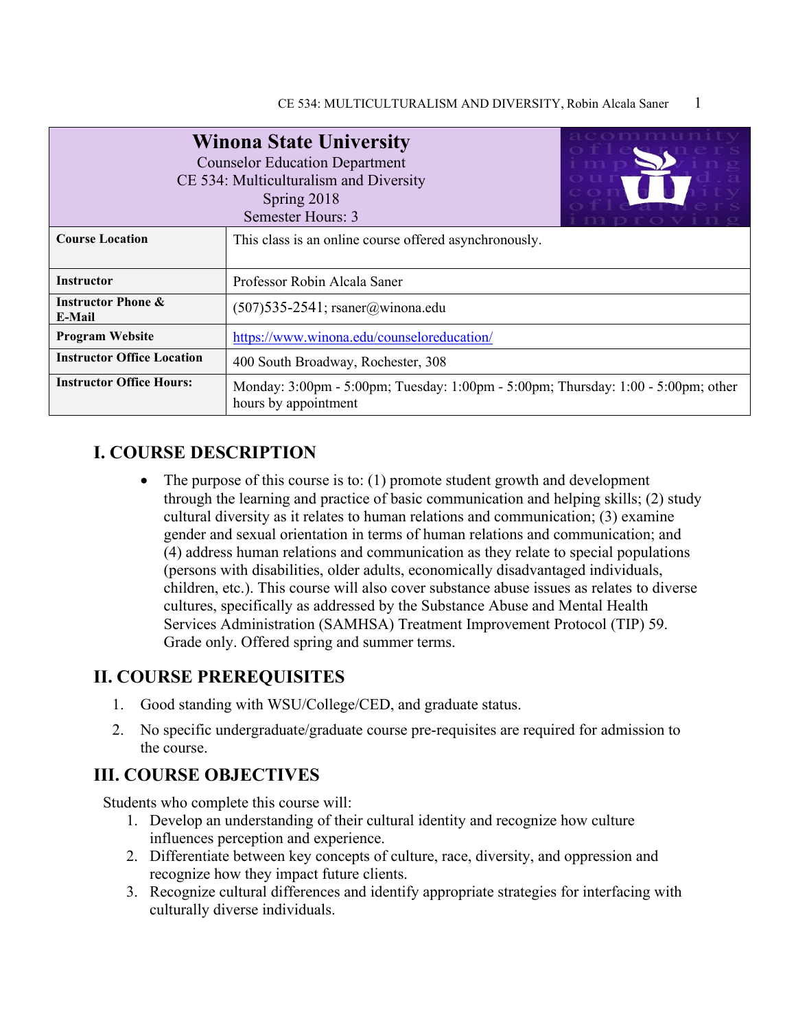| **Winona State University**<br>Counselor Education Department<br>CE 534: Multiculturalism and Diversity<br>Spring 2018<br>Semester Hours: 3 | |
|---|---|
| **Course Location** | This class is an online course offered asynchronously. |
| **Instructor** | Professor Robin Alcala Saner |
| **Instructor Phone & E-Mail** | (507)535-2541; rsaner@winona.edu |
| **Program Website** | https://www.winona.edu/counseloreducation/ |
| **Instructor Office Location** | 400 South Broadway, Rochester, 308 |
| **Instructor Office Hours:** | Monday: 3:00pm - 5:00pm; Tuesday: 1:00pm - 5:00pm; Thursday: 1:00 - 5:00pm; other hours by appointment |

## I. COURSE DESCRIPTION

- The purpose of this course is to: (1) promote student growth and development through the learning and practice of basic communication and helping skills; (2) study cultural diversity as it relates to human relations and communication; (3) examine gender and sexual orientation in terms of human relations and communication; and (4) address human relations and communication as they relate to special populations (persons with disabilities, older adults, economically disadvantaged individuals, children, etc.). This course will also cover substance abuse issues as relates to diverse cultures, specifically as addressed by the Substance Abuse and Mental Health Services Administration (SAMHSA) Treatment Improvement Protocol (TIP) 59. Grade only. Offered spring and summer terms.

## II. COURSE PREREQUISITES

1. Good standing with WSU/College/CED, and graduate status.
2. No specific undergraduate/graduate course pre-requisites are required for admission to the course.

## III. COURSE OBJECTIVES

Students who complete this course will:

1. Develop an understanding of their cultural identity and recognize how culture influences perception and experience.
2. Differentiate between key concepts of culture, race, diversity, and oppression and recognize how they impact future clients.
3. Recognize cultural differences and identify appropriate strategies for interfacing with culturally diverse individuals.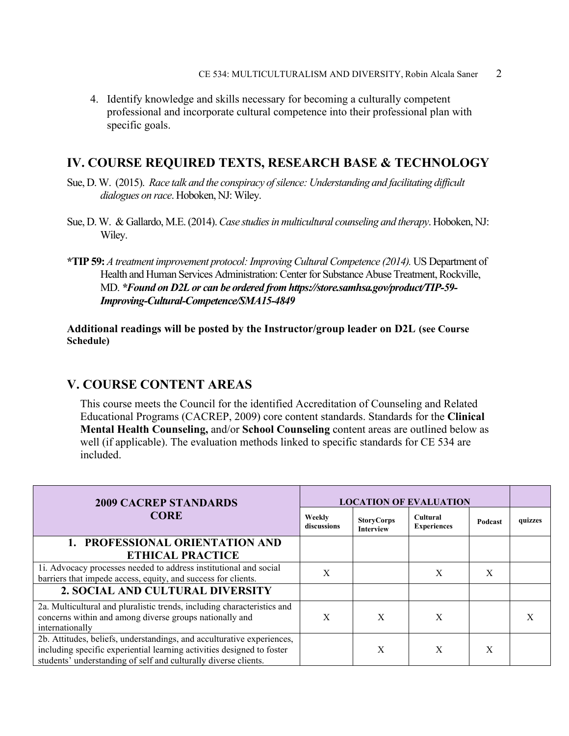4. Identify knowledge and skills necessary for becoming a culturally competent professional and incorporate cultural competence into their professional plan with specific goals.

## IV. COURSE REQUIRED TEXTS, RESEARCH BASE & TECHNOLOGY

Sue, D. W. (2015). *Race talk and the conspiracy of silence: Understanding and facilitating difficult dialogues on race*. Hoboken, NJ: Wiley.

Sue, D. W. & Gallardo, M.E. (2014). *Case studies in multicultural counseling and therapy*. Hoboken, NJ: Wiley.

**\*TIP 59:** *A treatment improvement protocol: Improving Cultural Competence (2014).* US Department of Health and Human Services Administration: Center for Substance Abuse Treatment, Rockville, MD. ***\*Found on D2L or can be ordered from https://store.samhsa.gov/product/TIP-59-Improving-Cultural-Competence/SMA15-4849***

**Additional readings will be posted by the Instructor/group leader on D2L (see Course Schedule)**

## V. COURSE CONTENT AREAS

This course meets the Council for the identified Accreditation of Counseling and Related Educational Programs (CACREP, 2009) core content standards. Standards for the **Clinical Mental Health Counseling,** and/or **School Counseling** content areas are outlined below as well (if applicable). The evaluation methods linked to specific standards for CE 534 are included.

| 2009 CACREP STANDARDS CORE | LOCATION OF EVALUATION | | | | |
|---|---|---|---|---|---|
| | Weekly discussions | StoryCorps Interview | Cultural Experiences | Podcast | quizzes |
| **1. PROFESSIONAL ORIENTATION AND ETHICAL PRACTICE** | | | | | |
| 1i. Advocacy processes needed to address institutional and social barriers that impede access, equity, and success for clients. | X | | X | X | |
| **2. SOCIAL AND CULTURAL DIVERSITY** | | | | | |
| 2a. Multicultural and pluralistic trends, including characteristics and concerns within and among diverse groups nationally and internationally | X | X | X | | X |
| 2b. Attitudes, beliefs, understandings, and acculturative experiences, including specific experiential learning activities designed to foster students' understanding of self and culturally diverse clients. | | X | X | X | |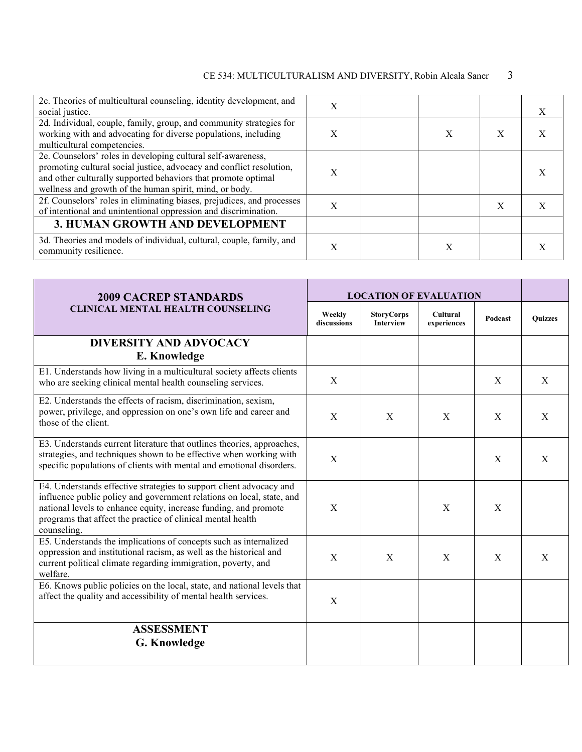| | | | | | |
|---|---|---|---|---|---|
| 2c. Theories of multicultural counseling, identity development, and social justice. | X | | | | X |
| 2d. Individual, couple, family, group, and community strategies for working with and advocating for diverse populations, including multicultural competencies. | X | | X | X | X |
| 2e. Counselors' roles in developing cultural self-awareness, promoting cultural social justice, advocacy and conflict resolution, and other culturally supported behaviors that promote optimal wellness and growth of the human spirit, mind, or body. | X | | | | X |
| 2f. Counselors' roles in eliminating biases, prejudices, and processes of intentional and unintentional oppression and discrimination. | X | | | X | X |
| **3. HUMAN GROWTH AND DEVELOPMENT** | | | | | |
| 3d. Theories and models of individual, cultural, couple, family, and community resilience. | X | | X | | X |

| **2009 CACREP STANDARDS CLINICAL MENTAL HEALTH COUNSELING** | **LOCATION OF EVALUATION** | | | | |
|---|---|---|---|---|---|
| | **Weekly discussions** | **StoryCorps Interview** | **Cultural experiences** | **Podcast** | **Quizzes** |
| **DIVERSITY AND ADVOCACY E. Knowledge** | | | | | |
| E1. Understands how living in a multicultural society affects clients who are seeking clinical mental health counseling services. | X | | | X | X |
| E2. Understands the effects of racism, discrimination, sexism, power, privilege, and oppression on one's own life and career and those of the client. | X | X | X | X | X |
| E3. Understands current literature that outlines theories, approaches, strategies, and techniques shown to be effective when working with specific populations of clients with mental and emotional disorders. | X | | | X | X |
| E4. Understands effective strategies to support client advocacy and influence public policy and government relations on local, state, and national levels to enhance equity, increase funding, and promote programs that affect the practice of clinical mental health counseling. | X | | X | X | |
| E5. Understands the implications of concepts such as internalized oppression and institutional racism, as well as the historical and current political climate regarding immigration, poverty, and welfare. | X | X | X | X | X |
| E6. Knows public policies on the local, state, and national levels that affect the quality and accessibility of mental health services. | X | | | | |
| **ASSESSMENT G. Knowledge** | | | | | |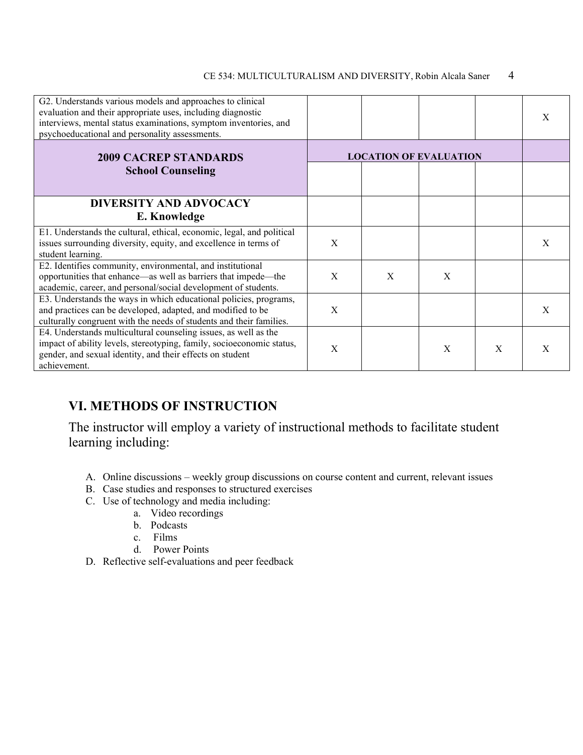| G2. Understands various models and approaches to clinical evaluation and their appropriate uses, including diagnostic interviews, mental status examinations, symptom inventories, and psychoeducational and personality assessments. | | | | | X |
|---|---|---|---|---|---|
| **2009 CACREP STANDARDS School Counseling** | **LOCATION OF EVALUATION** | | | | |
| **DIVERSITY AND ADVOCACY E. Knowledge** | | | | | |
| E1. Understands the cultural, ethical, economic, legal, and political issues surrounding diversity, equity, and excellence in terms of student learning. | X | | | | X |
| E2. Identifies community, environmental, and institutional opportunities that enhance—as well as barriers that impede—the academic, career, and personal/social development of students. | X | X | X | | |
| E3. Understands the ways in which educational policies, programs, and practices can be developed, adapted, and modified to be culturally congruent with the needs of students and their families. | X | | | | X |
| E4. Understands multicultural counseling issues, as well as the impact of ability levels, stereotyping, family, socioeconomic status, gender, and sexual identity, and their effects on student achievement. | X | | X | X | X |

## VI. METHODS OF INSTRUCTION

The instructor will employ a variety of instructional methods to facilitate student learning including:

A. Online discussions – weekly group discussions on course content and current, relevant issues
B. Case studies and responses to structured exercises
C. Use of technology and media including:
   a. Video recordings
   b. Podcasts
   c. Films
   d. Power Points
D. Reflective self-evaluations and peer feedback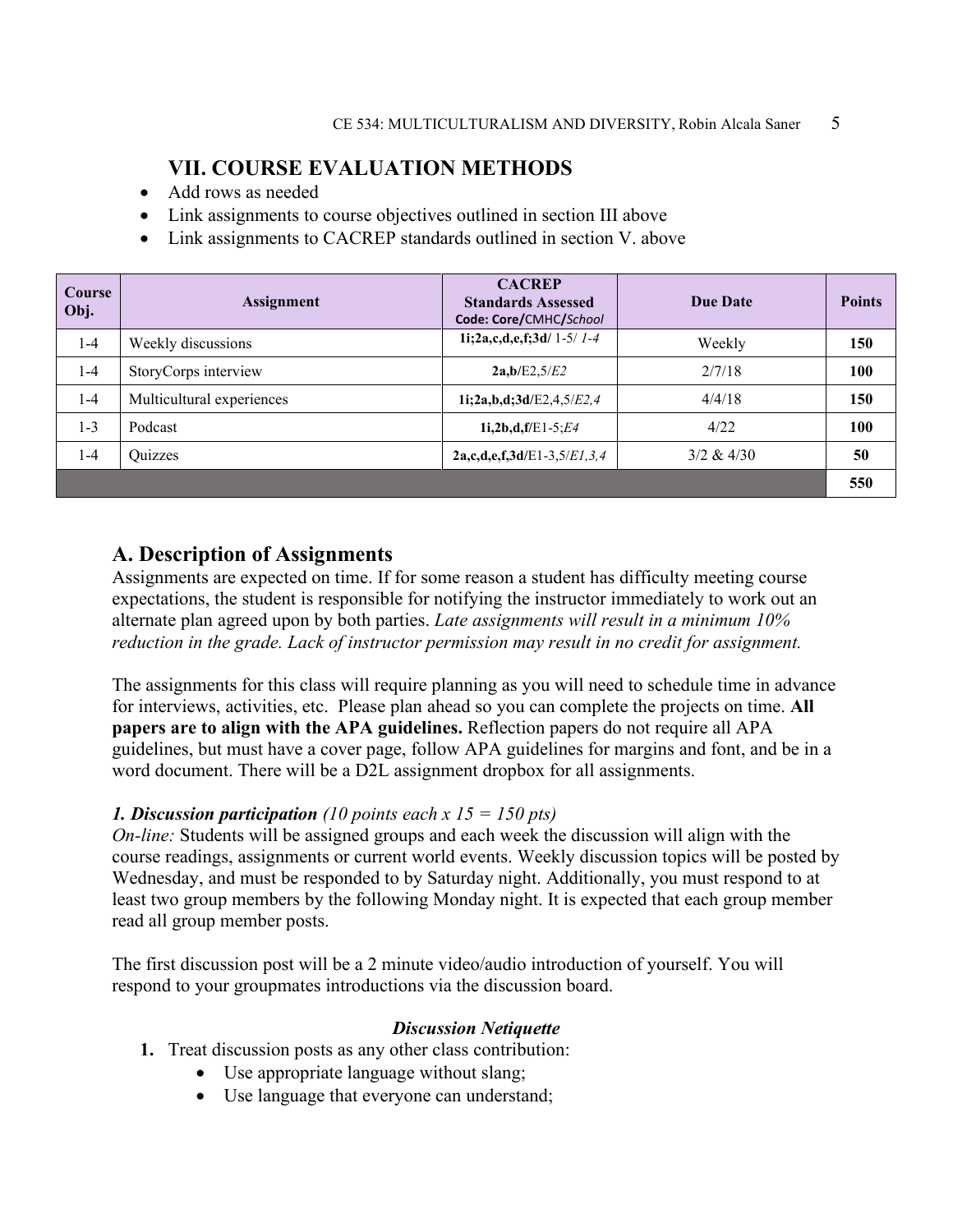## VII. COURSE EVALUATION METHODS

- Add rows as needed
- Link assignments to course objectives outlined in section III above
- Link assignments to CACREP standards outlined in section V. above

| Course Obj. | Assignment | CACREP Standards Assessed Code: Core/CMHC/*School* | Due Date | Points |
|---|---|---|---|---|
| 1-4 | Weekly discussions | **1i;2a,c,d,e,f;3d**/ 1-5/ *1-4* | Weekly | **150** |
| 1-4 | StoryCorps interview | **2a,b**/E2,5/*E2* | 2/7/18 | **100** |
| 1-4 | Multicultural experiences | **1i;2a,b,d;3d**/E2,4,5/*E2,4* | 4/4/18 | **150** |
| 1-3 | Podcast | **1i,2b,d,f**/E1-5;*E4* | 4/22 | **100** |
| 1-4 | Quizzes | **2a,c,d,e,f,3d**/E1-3,5/*E1,3,4* | 3/2 & 4/30 | **50** |
| | | | | **550** |

## A. Description of Assignments

Assignments are expected on time. If for some reason a student has difficulty meeting course expectations, the student is responsible for notifying the instructor immediately to work out an alternate plan agreed upon by both parties. *Late assignments will result in a minimum 10% reduction in the grade. Lack of instructor permission may result in no credit for assignment.*

The assignments for this class will require planning as you will need to schedule time in advance for interviews, activities, etc. Please plan ahead so you can complete the projects on time. **All papers are to align with the APA guidelines.** Reflection papers do not require all APA guidelines, but must have a cover page, follow APA guidelines for margins and font, and be in a word document. There will be a D2L assignment dropbox for all assignments.

***1. Discussion participation*** *(10 points each x 15 = 150 pts)*
*On-line:* Students will be assigned groups and each week the discussion will align with the course readings, assignments or current world events. Weekly discussion topics will be posted by Wednesday, and must be responded to by Saturday night. Additionally, you must respond to at least two group members by the following Monday night. It is expected that each group member read all group member posts.

The first discussion post will be a 2 minute video/audio introduction of yourself. You will respond to your groupmates introductions via the discussion board.

***Discussion Netiquette***

1. Treat discussion posts as any other class contribution:
    - Use appropriate language without slang;
    - Use language that everyone can understand;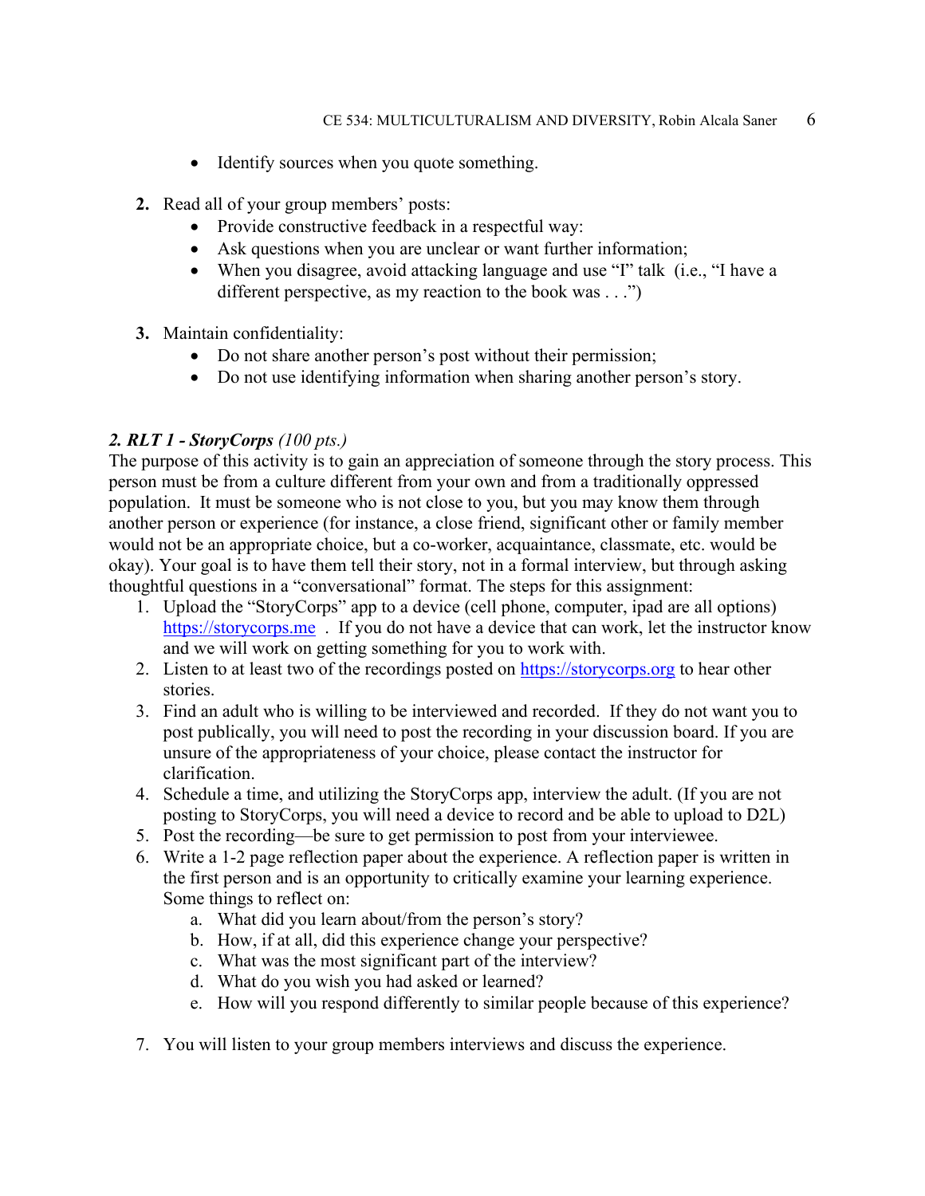- Identify sources when you quote something.

2. Read all of your group members' posts:
   - Provide constructive feedback in a respectful way:
   - Ask questions when you are unclear or want further information;
   - When you disagree, avoid attacking language and use "I" talk (i.e., "I have a different perspective, as my reaction to the book was . . .")

3. Maintain confidentiality:
   - Do not share another person's post without their permission;
   - Do not use identifying information when sharing another person's story.

***2. RLT 1 - StoryCorps*** *(100 pts.)*

The purpose of this activity is to gain an appreciation of someone through the story process. This person must be from a culture different from your own and from a traditionally oppressed population. It must be someone who is not close to you, but you may know them through another person or experience (for instance, a close friend, significant other or family member would not be an appropriate choice, but a co-worker, acquaintance, classmate, etc. would be okay). Your goal is to have them tell their story, not in a formal interview, but through asking thoughtful questions in a "conversational" format. The steps for this assignment:

1. Upload the "StoryCorps" app to a device (cell phone, computer, ipad are all options) https://storycorps.me . If you do not have a device that can work, let the instructor know and we will work on getting something for you to work with.
2. Listen to at least two of the recordings posted on https://storycorps.org to hear other stories.
3. Find an adult who is willing to be interviewed and recorded. If they do not want you to post publically, you will need to post the recording in your discussion board. If you are unsure of the appropriateness of your choice, please contact the instructor for clarification.
4. Schedule a time, and utilizing the StoryCorps app, interview the adult. (If you are not posting to StoryCorps, you will need a device to record and be able to upload to D2L)
5. Post the recording—be sure to get permission to post from your interviewee.
6. Write a 1-2 page reflection paper about the experience. A reflection paper is written in the first person and is an opportunity to critically examine your learning experience. Some things to reflect on:
   a. What did you learn about/from the person's story?
   b. How, if at all, did this experience change your perspective?
   c. What was the most significant part of the interview?
   d. What do you wish you had asked or learned?
   e. How will you respond differently to similar people because of this experience?
7. You will listen to your group members interviews and discuss the experience.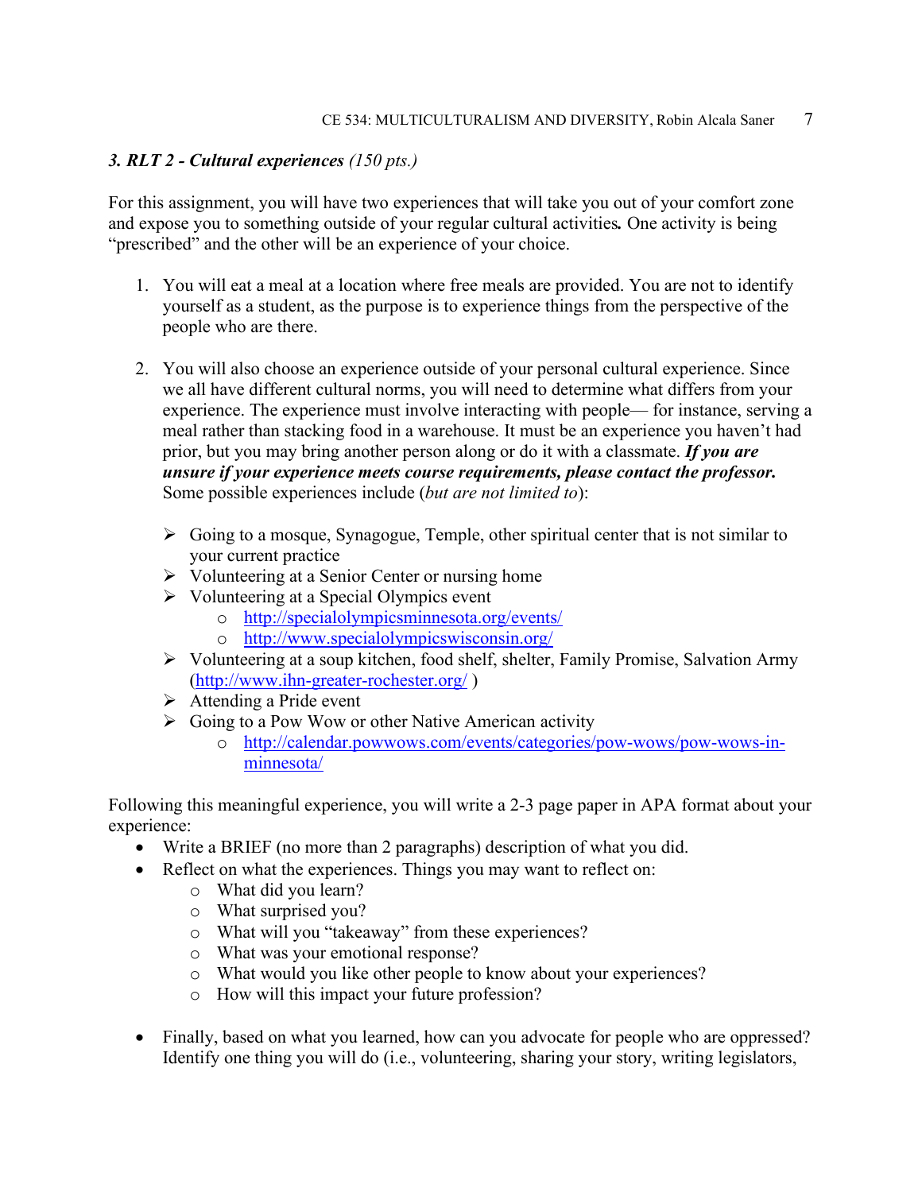*3. RLT 2 - **Cultural experiences*** *(150 pts.)*

For this assignment, you will have two experiences that will take you out of your comfort zone and expose you to something outside of your regular cultural activities**.** One activity is being "prescribed" and the other will be an experience of your choice.

1. You will eat a meal at a location where free meals are provided. You are not to identify yourself as a student, as the purpose is to experience things from the perspective of the people who are there.

2. You will also choose an experience outside of your personal cultural experience. Since we all have different cultural norms, you will need to determine what differs from your experience. The experience must involve interacting with people— for instance, serving a meal rather than stacking food in a warehouse. It must be an experience you haven't had prior, but you may bring another person along or do it with a classmate. ***If you are unsure if your experience meets course requirements, please contact the professor.*** Some possible experiences include (*but are not limited to*):

   - Going to a mosque, Synagogue, Temple, other spiritual center that is not similar to your current practice
   - Volunteering at a Senior Center or nursing home
   - Volunteering at a Special Olympics event
     - http://specialolympicsminnesota.org/events/
     - http://www.specialolympicswisconsin.org/
   - Volunteering at a soup kitchen, food shelf, shelter, Family Promise, Salvation Army (http://www.ihn-greater-rochester.org/ )
   - Attending a Pride event
   - Going to a Pow Wow or other Native American activity
     - http://calendar.powwows.com/events/categories/pow-wows/pow-wows-in-minnesota/

Following this meaningful experience, you will write a 2-3 page paper in APA format about your experience:

- Write a BRIEF (no more than 2 paragraphs) description of what you did.
- Reflect on what the experiences. Things you may want to reflect on:
  - What did you learn?
  - What surprised you?
  - What will you "takeaway" from these experiences?
  - What was your emotional response?
  - What would you like other people to know about your experiences?
  - How will this impact your future profession?

- Finally, based on what you learned, how can you advocate for people who are oppressed? Identify one thing you will do (i.e., volunteering, sharing your story, writing legislators,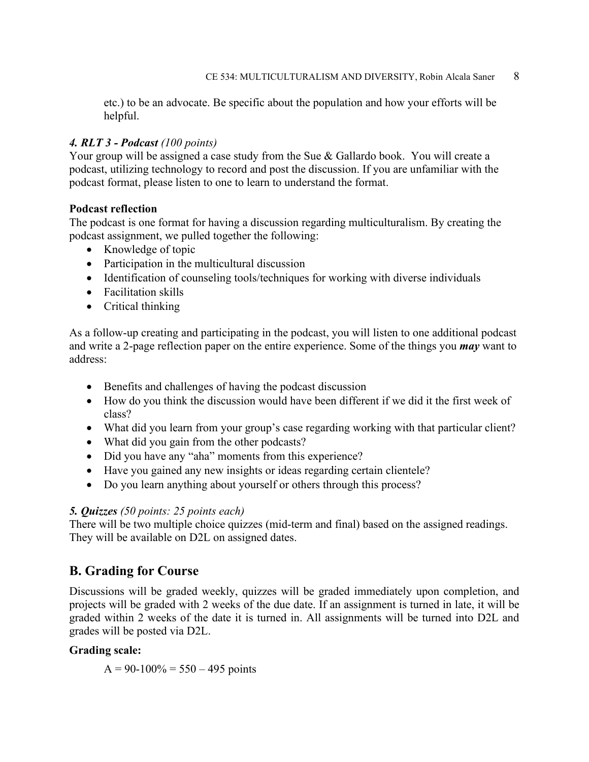etc.) to be an advocate. Be specific about the population and how your efforts will be helpful.

### *4. RLT 3 - Podcast (100 points)*

Your group will be assigned a case study from the Sue & Gallardo book. You will create a podcast, utilizing technology to record and post the discussion. If you are unfamiliar with the podcast format, please listen to one to learn to understand the format.

**Podcast reflection**

The podcast is one format for having a discussion regarding multiculturalism. By creating the podcast assignment, we pulled together the following:

- Knowledge of topic
- Participation in the multicultural discussion
- Identification of counseling tools/techniques for working with diverse individuals
- Facilitation skills
- Critical thinking

As a follow-up creating and participating in the podcast, you will listen to one additional podcast and write a 2-page reflection paper on the entire experience. Some of the things you ***may*** want to address:

- Benefits and challenges of having the podcast discussion
- How do you think the discussion would have been different if we did it the first week of class?
- What did you learn from your group's case regarding working with that particular client?
- What did you gain from the other podcasts?
- Did you have any "aha" moments from this experience?
- Have you gained any new insights or ideas regarding certain clientele?
- Do you learn anything about yourself or others through this process?

### *5. Quizzes (50 points: 25 points each)*

There will be two multiple choice quizzes (mid-term and final) based on the assigned readings. They will be available on D2L on assigned dates.

## B. Grading for Course

Discussions will be graded weekly, quizzes will be graded immediately upon completion, and projects will be graded with 2 weeks of the due date. If an assignment is turned in late, it will be graded within 2 weeks of the date it is turned in. All assignments will be turned into D2L and grades will be posted via D2L.

**Grading scale:**

A = 90-100% = 550 – 495 points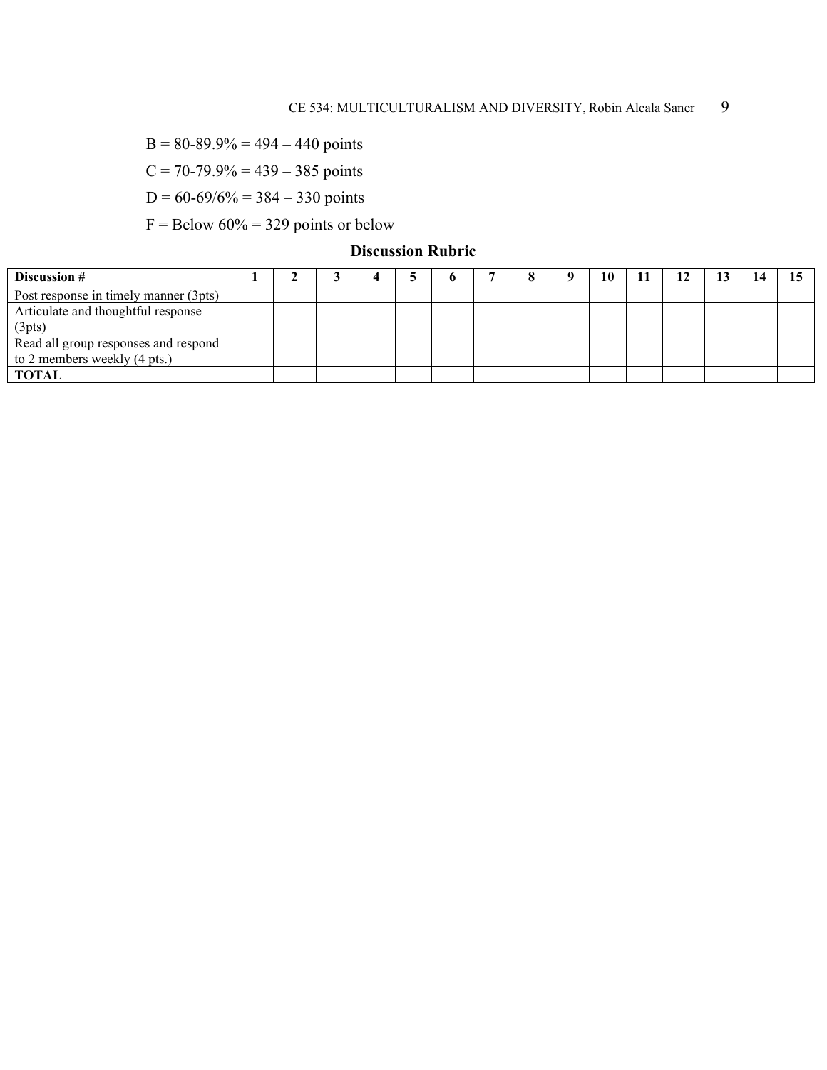B = 80-89.9% = 494 – 440 points

C = 70-79.9% = 439 – 385 points

D = 60-69/6% = 384 – 330 points

F = Below 60% = 329 points or below

## Discussion Rubric

| **Discussion #** | **1** | **2** | **3** | **4** | **5** | **6** | **7** | **8** | **9** | **10** | **11** | **12** | **13** | **14** | **15** |
|---|---|---|---|---|---|---|---|---|---|---|---|---|---|---|---|
| Post response in timely manner (3pts) | | | | | | | | | | | | | | | |
| Articulate and thoughtful response (3pts) | | | | | | | | | | | | | | | |
| Read all group responses and respond to 2 members weekly (4 pts.) | | | | | | | | | | | | | | | |
| **TOTAL** | | | | | | | | | | | | | | | |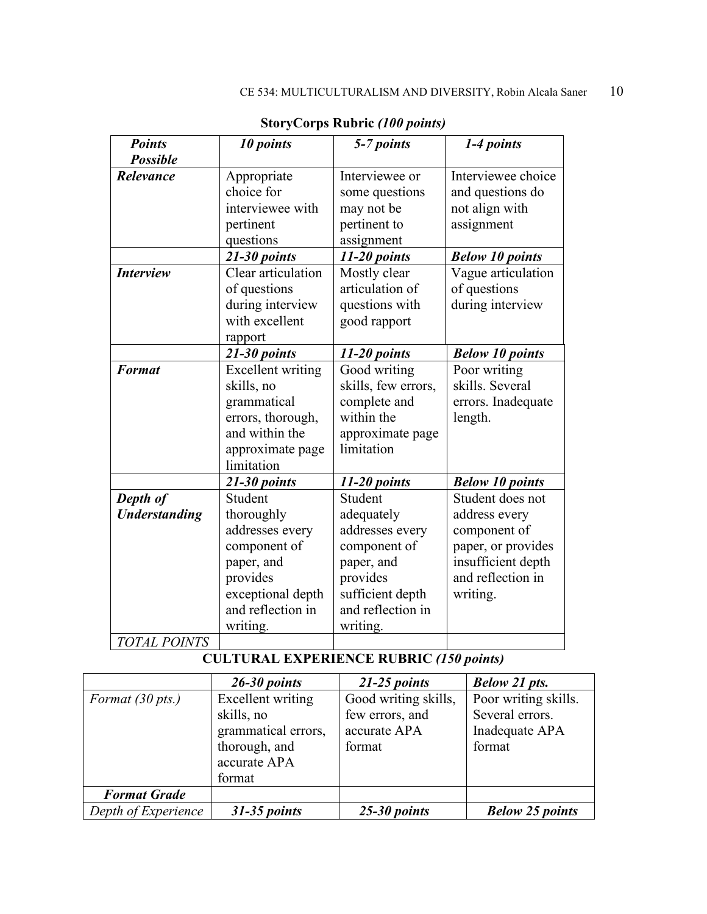**StoryCorps Rubric** ***(100 points)***

| ***Points Possible*** | ***10 points*** | ***5-7 points*** | ***1-4 points*** |
|---|---|---|---|
| ***Relevance*** | Appropriate choice for interviewee with pertinent questions | Interviewee or some questions may not be pertinent to assignment | Interviewee choice and questions do not align with assignment |
| | ***21-30 points*** | ***11-20 points*** | ***Below 10 points*** |
| ***Interview*** | Clear articulation of questions during interview with excellent rapport | Mostly clear articulation of questions with good rapport | Vague articulation of questions during interview |
| | ***21-30 points*** | ***11-20 points*** | ***Below 10 points*** |
| ***Format*** | Excellent writing skills, no grammatical errors, thorough, and within the approximate page limitation | Good writing skills, few errors, complete and within the approximate page limitation | Poor writing skills. Several errors. Inadequate length. |
| | ***21-30 points*** | ***11-20 points*** | ***Below 10 points*** |
| ***Depth of Understanding*** | Student thoroughly addresses every component of paper, and provides exceptional depth and reflection in writing. | Student adequately addresses every component of paper, and provides sufficient depth and reflection in writing. | Student does not address every component of paper, or provides insufficient depth and reflection in writing. |
| *TOTAL POINTS* | | | |

**CULTURAL EXPERIENCE RUBRIC** ***(150 points)***

| | ***26-30 points*** | ***21-25 points*** | ***Below 21 pts.*** |
|---|---|---|---|
| *Format (30 pts.)* | Excellent writing skills, no grammatical errors, thorough, and accurate APA format | Good writing skills, few errors, and accurate APA format | Poor writing skills. Several errors. Inadequate APA format |
| ***Format Grade*** | | | |
| *Depth of Experience* | ***31-35 points*** | ***25-30 points*** | ***Below 25 points*** |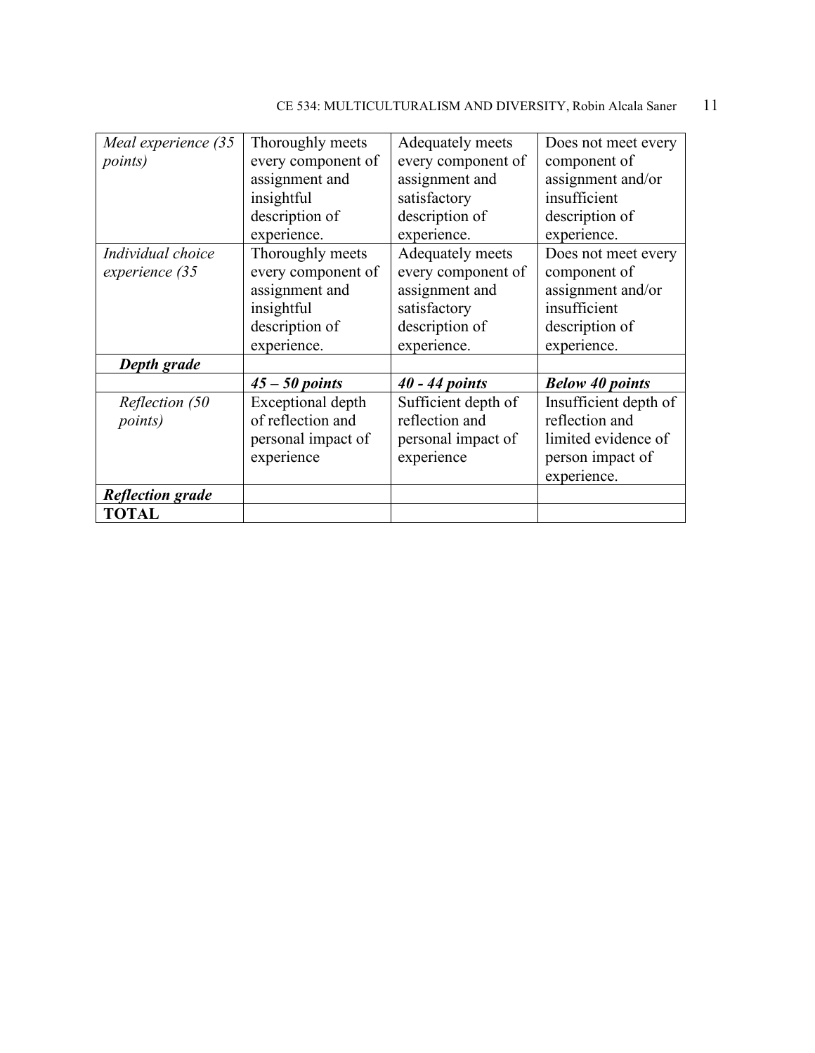| *Meal experience (35 points)* | Thoroughly meets every component of assignment and insightful description of experience. | Adequately meets every component of assignment and satisfactory description of experience. | Does not meet every component of assignment and/or insufficient description of experience. |
|---|---|---|---|
| *Individual choice experience (35* | Thoroughly meets every component of assignment and insightful description of experience. | Adequately meets every component of assignment and satisfactory description of experience. | Does not meet every component of assignment and/or insufficient description of experience. |
| ***Depth grade*** | | | |
| | ***45 – 50 points*** | ***40 - 44 points*** | ***Below 40 points*** |
| *Reflection (50 points)* | Exceptional depth of reflection and personal impact of experience | Sufficient depth of reflection and personal impact of experience | Insufficient depth of reflection and limited evidence of person impact of experience. |
| ***Reflection grade*** | | | |
| **TOTAL** | | | |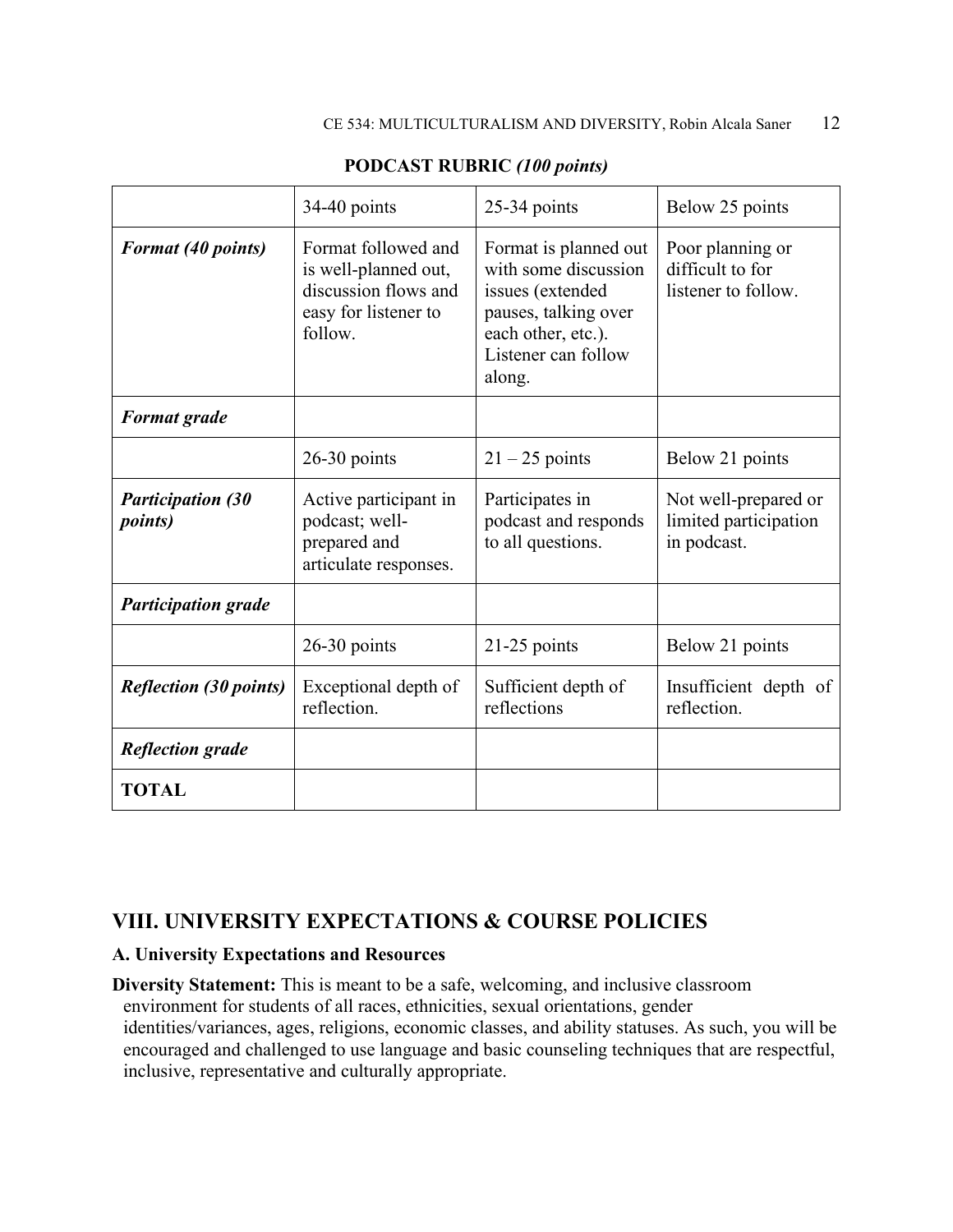**PODCAST RUBRIC *(100 points)***

| | 34-40 points | 25-34 points | Below 25 points |
|---|---|---|---|
| ***Format (40 points)*** | Format followed and is well-planned out, discussion flows and easy for listener to follow. | Format is planned out with some discussion issues (extended pauses, talking over each other, etc.). Listener can follow along. | Poor planning or difficult to for listener to follow. |
| ***Format grade*** | | | |
| | 26-30 points | 21 – 25 points | Below 21 points |
| ***Participation (30 points)*** | Active participant in podcast; well-prepared and articulate responses. | Participates in podcast and responds to all questions. | Not well-prepared or limited participation in podcast. |
| ***Participation grade*** | | | |
| | 26-30 points | 21-25 points | Below 21 points |
| ***Reflection (30 points)*** | Exceptional depth of reflection. | Sufficient depth of reflections | Insufficient depth of reflection. |
| ***Reflection grade*** | | | |
| **TOTAL** | | | |

## VIII. UNIVERSITY EXPECTATIONS & COURSE POLICIES

### A. University Expectations and Resources

**Diversity Statement:** This is meant to be a safe, welcoming, and inclusive classroom environment for students of all races, ethnicities, sexual orientations, gender identities/variances, ages, religions, economic classes, and ability statuses. As such, you will be encouraged and challenged to use language and basic counseling techniques that are respectful, inclusive, representative and culturally appropriate.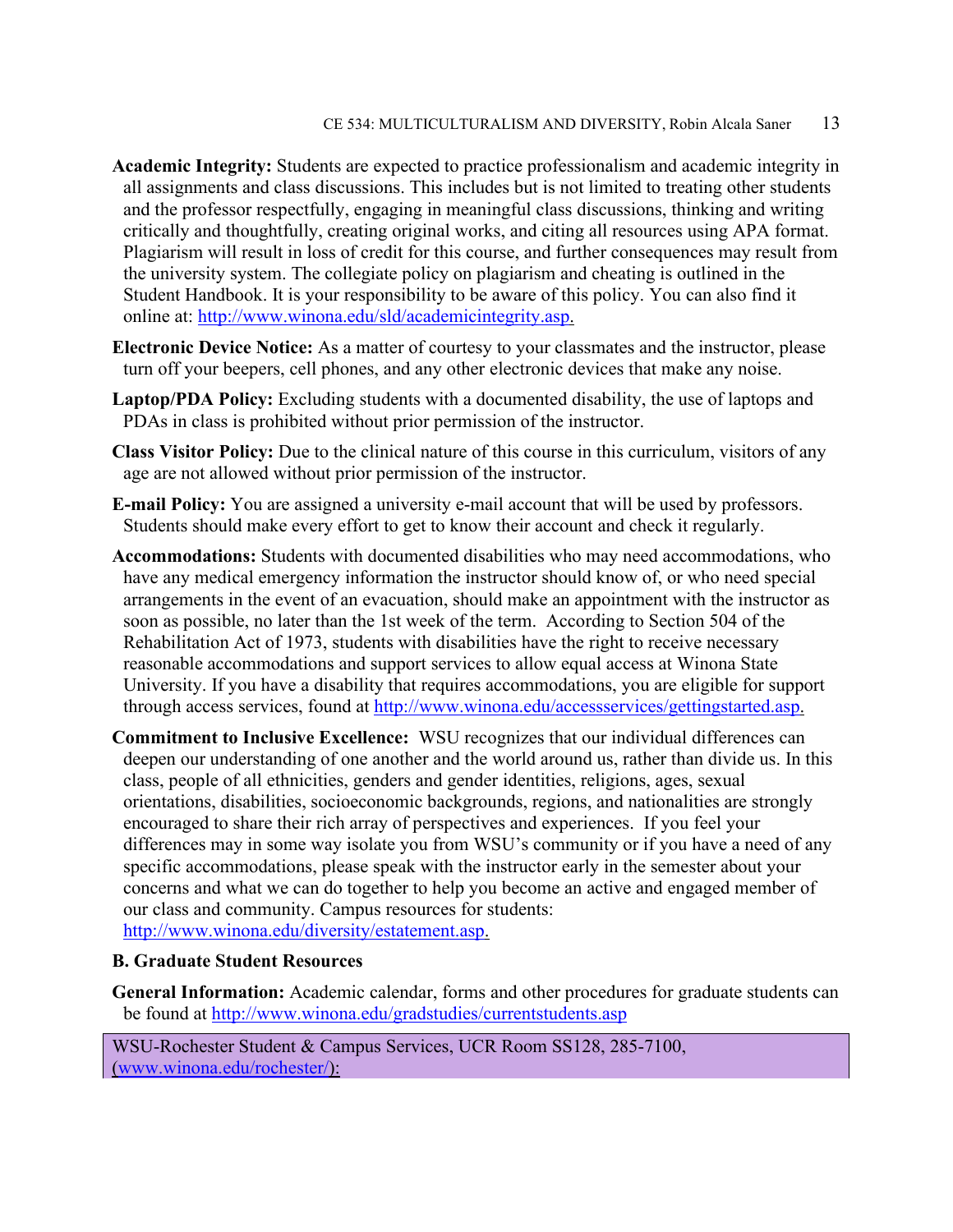**Academic Integrity:** Students are expected to practice professionalism and academic integrity in all assignments and class discussions. This includes but is not limited to treating other students and the professor respectfully, engaging in meaningful class discussions, thinking and writing critically and thoughtfully, creating original works, and citing all resources using APA format. Plagiarism will result in loss of credit for this course, and further consequences may result from the university system. The collegiate policy on plagiarism and cheating is outlined in the Student Handbook. It is your responsibility to be aware of this policy. You can also find it online at: http://www.winona.edu/sld/academicintegrity.asp.

**Electronic Device Notice:** As a matter of courtesy to your classmates and the instructor, please turn off your beepers, cell phones, and any other electronic devices that make any noise.

**Laptop/PDA Policy:** Excluding students with a documented disability, the use of laptops and PDAs in class is prohibited without prior permission of the instructor.

**Class Visitor Policy:** Due to the clinical nature of this course in this curriculum, visitors of any age are not allowed without prior permission of the instructor.

**E-mail Policy:** You are assigned a university e-mail account that will be used by professors. Students should make every effort to get to know their account and check it regularly.

**Accommodations:** Students with documented disabilities who may need accommodations, who have any medical emergency information the instructor should know of, or who need special arrangements in the event of an evacuation, should make an appointment with the instructor as soon as possible, no later than the 1st week of the term. According to Section 504 of the Rehabilitation Act of 1973, students with disabilities have the right to receive necessary reasonable accommodations and support services to allow equal access at Winona State University. If you have a disability that requires accommodations, you are eligible for support through access services, found at http://www.winona.edu/accessservices/gettingstarted.asp.

**Commitment to Inclusive Excellence:** WSU recognizes that our individual differences can deepen our understanding of one another and the world around us, rather than divide us. In this class, people of all ethnicities, genders and gender identities, religions, ages, sexual orientations, disabilities, socioeconomic backgrounds, regions, and nationalities are strongly encouraged to share their rich array of perspectives and experiences. If you feel your differences may in some way isolate you from WSU's community or if you have a need of any specific accommodations, please speak with the instructor early in the semester about your concerns and what we can do together to help you become an active and engaged member of our class and community. Campus resources for students: http://www.winona.edu/diversity/estatement.asp.

### B. Graduate Student Resources

**General Information:** Academic calendar, forms and other procedures for graduate students can be found at http://www.winona.edu/gradstudies/currentstudents.asp

WSU-Rochester Student & Campus Services, UCR Room SS128, 285-7100, (www.winona.edu/rochester/):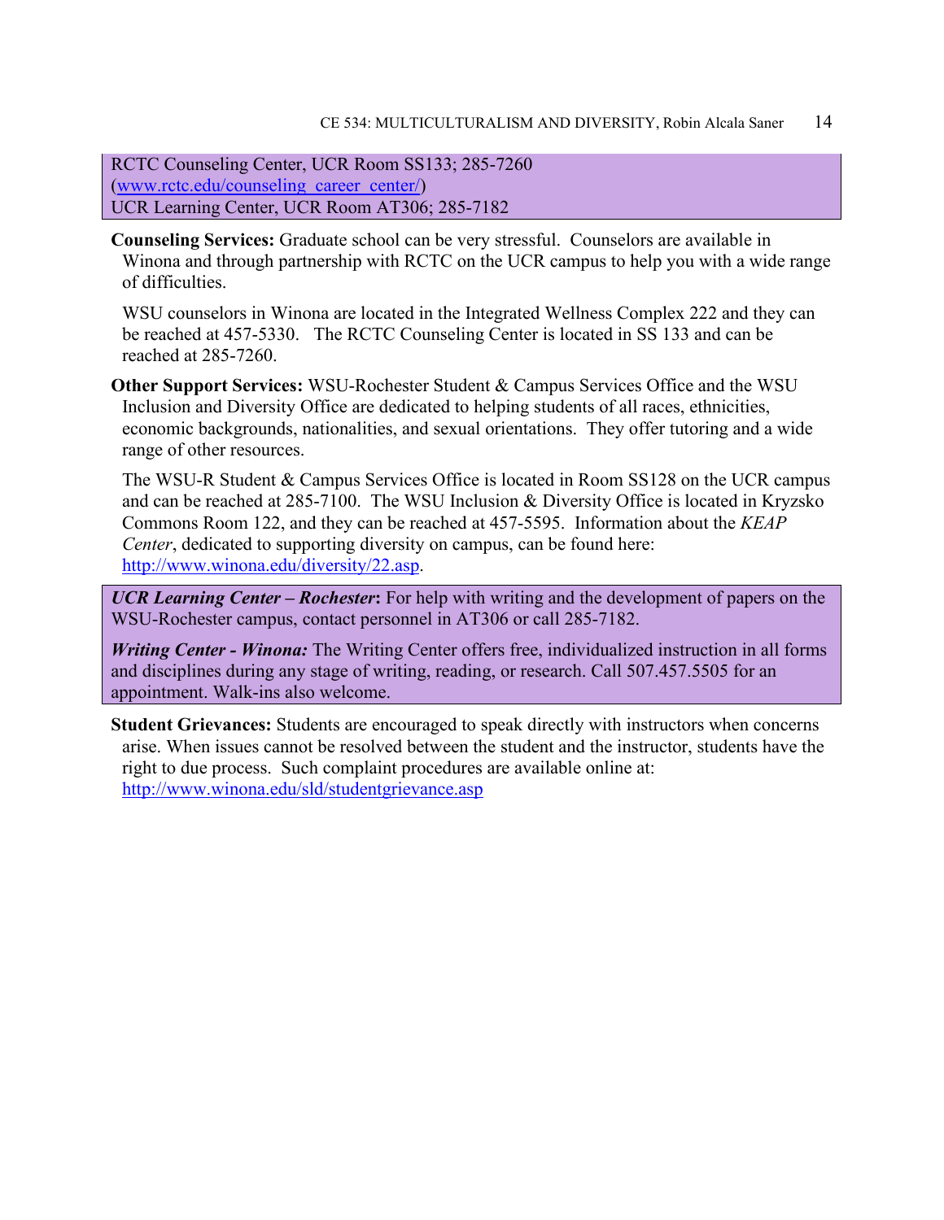RCTC Counseling Center, UCR Room SS133; 285-7260
(www.rctc.edu/counseling_career_center/)
UCR Learning Center, UCR Room AT306; 285-7182

**Counseling Services:** Graduate school can be very stressful. Counselors are available in Winona and through partnership with RCTC on the UCR campus to help you with a wide range of difficulties.

WSU counselors in Winona are located in the Integrated Wellness Complex 222 and they can be reached at 457-5330. The RCTC Counseling Center is located in SS 133 and can be reached at 285-7260.

**Other Support Services:** WSU-Rochester Student & Campus Services Office and the WSU Inclusion and Diversity Office are dedicated to helping students of all races, ethnicities, economic backgrounds, nationalities, and sexual orientations. They offer tutoring and a wide range of other resources.

The WSU-R Student & Campus Services Office is located in Room SS128 on the UCR campus and can be reached at 285-7100. The WSU Inclusion & Diversity Office is located in Kryzsko Commons Room 122, and they can be reached at 457-5595. Information about the *KEAP Center*, dedicated to supporting diversity on campus, can be found here: http://www.winona.edu/diversity/22.asp.

***UCR Learning Center – Rochester*:** For help with writing and the development of papers on the WSU-Rochester campus, contact personnel in AT306 or call 285-7182.

***Writing Center - Winona:*** The Writing Center offers free, individualized instruction in all forms and disciplines during any stage of writing, reading, or research. Call 507.457.5505 for an appointment. Walk-ins also welcome.

**Student Grievances:** Students are encouraged to speak directly with instructors when concerns arise. When issues cannot be resolved between the student and the instructor, students have the right to due process. Such complaint procedures are available online at: http://www.winona.edu/sld/studentgrievance.asp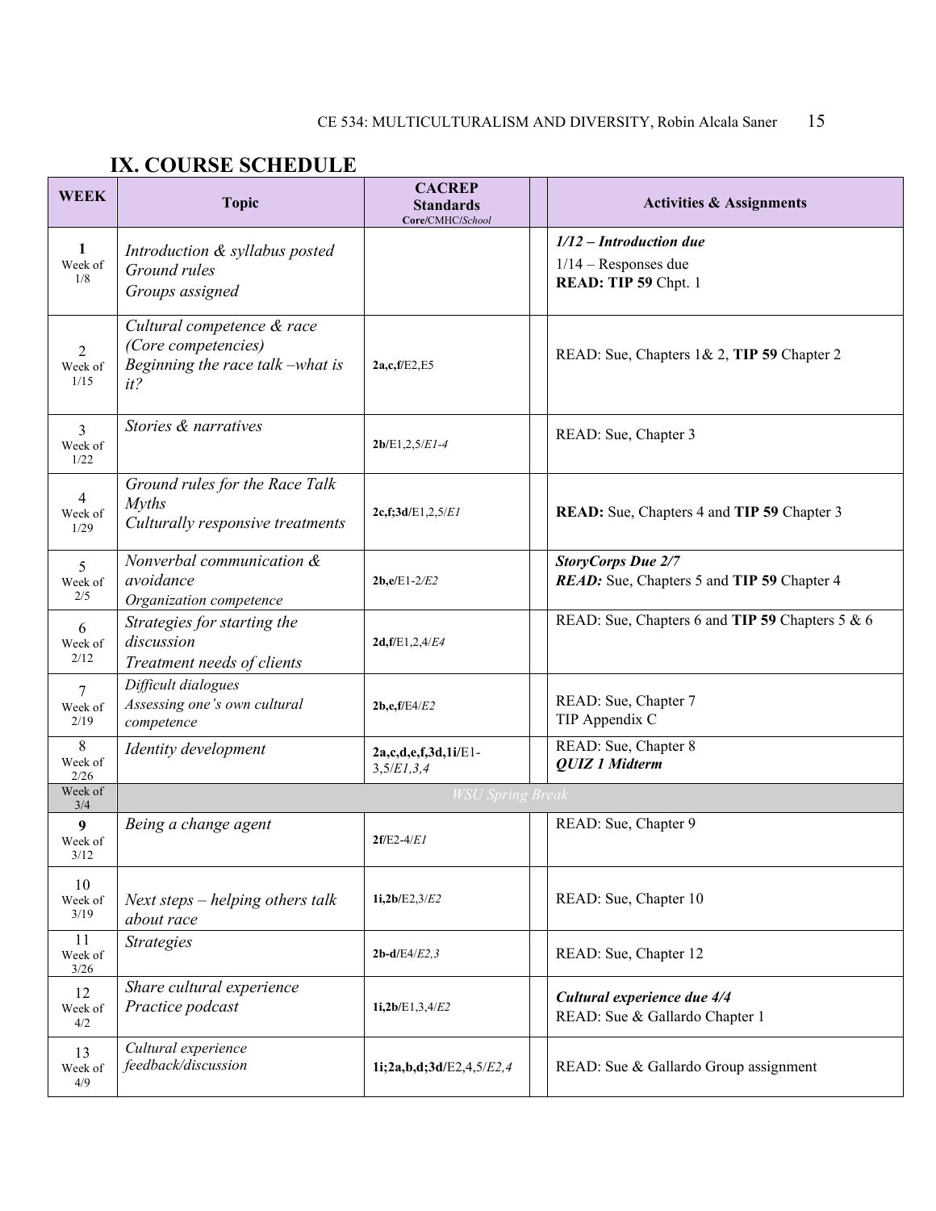## IX. COURSE SCHEDULE

| WEEK | Topic | CACREP Standards Core/CMHC/*School* | | Activities & Assignments |
|---|---|---|---|---|
| **1** Week of 1/8 | *Introduction & syllabus posted*<br>*Ground rules*<br>*Groups assigned* | | | ***1/12 – Introduction due***<br>1/14 – Responses due<br>**READ: TIP 59** Chpt. 1 |
| 2 Week of 1/15 | *Cultural competence & race (Core competencies)*<br>*Beginning the race talk –what is it?* | **2a,c,f**/E2,E5 | | READ: Sue, Chapters 1& 2, **TIP 59** Chapter 2 |
| 3 Week of 1/22 | *Stories & narratives* | **2b**/E1,2,5/*E1-4* | | READ: Sue, Chapter 3 |
| 4 Week of 1/29 | *Ground rules for the Race Talk*<br>*Myths*<br>*Culturally responsive treatments* | **2c,f;3d**/E1,2,5/*E1* | | **READ:** Sue, Chapters 4 and **TIP 59** Chapter 3 |
| 5 Week of 2/5 | *Nonverbal communication & avoidance*<br>*Organization competence* | **2b,e**/E1-2/*E2* | | ***StoryCorps Due 2/7***<br>***READ:*** Sue, Chapters 5 and **TIP 59** Chapter 4 |
| 6 Week of 2/12 | *Strategies for starting the discussion*<br>*Treatment needs of clients* | **2d,f**/E1,2,4/*E4* | | READ: Sue, Chapters 6 and **TIP 59** Chapters 5 & 6 |
| 7 Week of 2/19 | *Difficult dialogues*<br>*Assessing one's own cultural competence* | **2b,e,f**/E4/*E2* | | READ: Sue, Chapter 7<br>TIP Appendix C |
| 8 Week of 2/26 | *Identity development* | **2a,c,d,e,f,3d,1i**/E1-3,5/*E1,3,4* | | READ: Sue, Chapter 8<br>***QUIZ 1 Midterm*** |
| Week of 3/4 | *WSU Spring Break* | | | |
| **9** Week of 3/12 | *Being a change agent* | **2f**/E2-4/*E1* | | READ: Sue, Chapter 9 |
| 10 Week of 3/19 | *Next steps – helping others talk about race* | **1i,2b**/E2,3/*E2* | | READ: Sue, Chapter 10 |
| 11 Week of 3/26 | *Strategies* | **2b-d**/E4/*E2,3* | | READ: Sue, Chapter 12 |
| 12 Week of 4/2 | *Share cultural experience*<br>*Practice podcast* | **1i,2b**/E1,3,4/*E2* | | ***Cultural experience due 4/4***<br>READ: Sue & Gallardo Chapter 1 |
| 13 Week of 4/9 | *Cultural experience feedback/discussion* | **1i;2a,b,d;3d**/E2,4,5/*E2,4* | | READ: Sue & Gallardo Group assignment |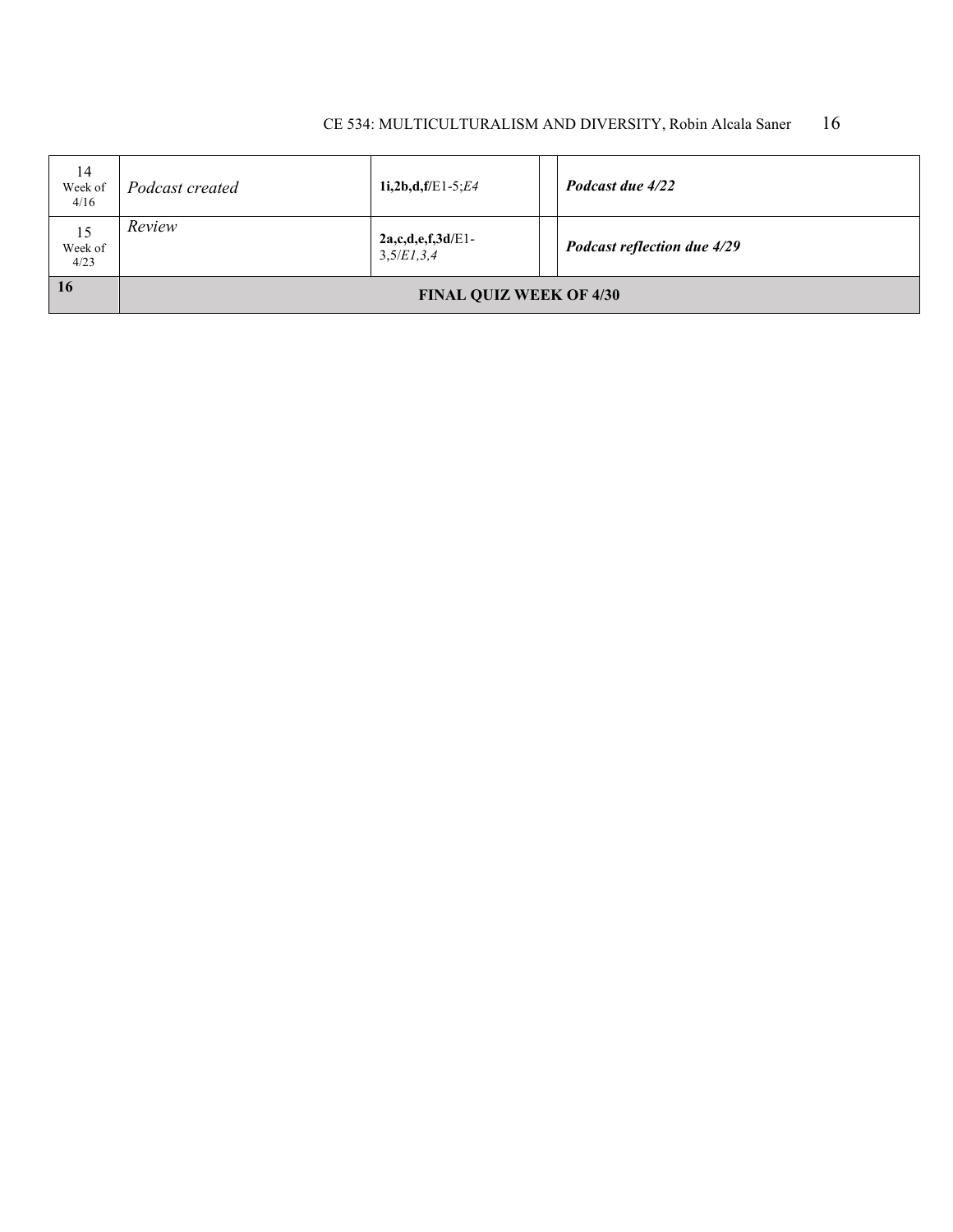| | | | | |
|---|---|---|---|---|
| 14 Week of 4/16 | *Podcast created* | **1i,2b,d,f/**E1-5;*E4* | | ***Podcast due 4/22*** |
| 15 Week of 4/23 | *Review* | **2a,c,d,e,f,3d/**E1-3,5/*E1,3,4* | | ***Podcast reflection due 4/29*** |
| **16** | **FINAL QUIZ WEEK OF 4/30** | | | |